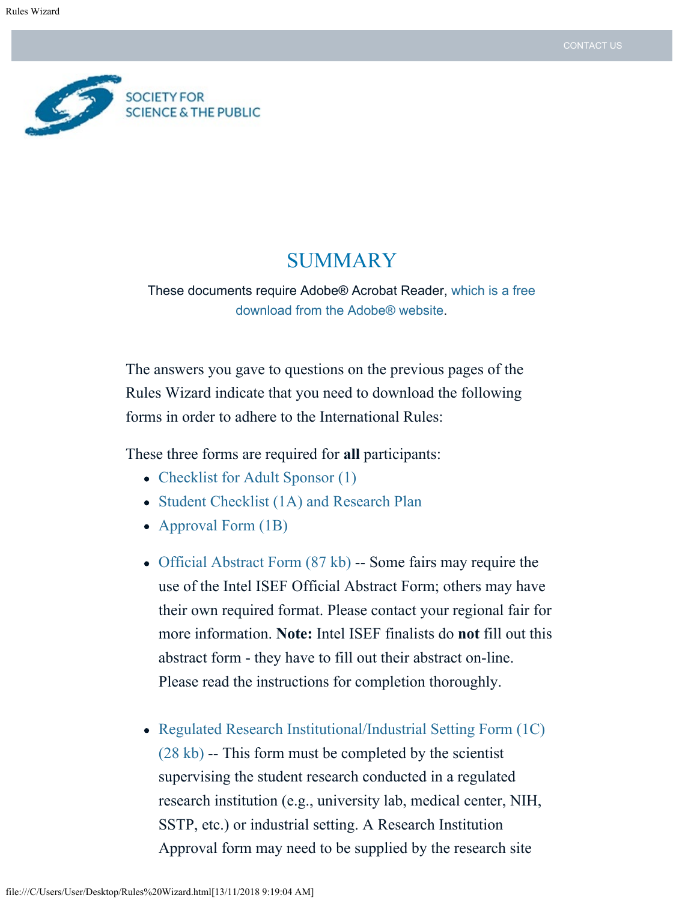CONTACT US

SOCIETY FOR SCIENCE & THE PUBLIC

# SUMMARY

These documents require Adobe® Acrobat Reader, which is a free download from the Adobe® website.

The answers you gave to questions on the previous pages of the Rules Wizard indicate that you need to download the following forms in order to adhere to the International Rules:

These three forms are required for **all** participants:

- Checklist for Adult Sponsor (1)
- Student Checklist (1A) and Research Plan
- Approval Form (1B)

- Official Abstract Form (87 kb) -- Some fairs may require the use of the Intel ISEF Official Abstract Form; others may have their own required format. Please contact your regional fair for more information. **Note:** Intel ISEF finalists do **not** fill out this abstract form - they have to fill out their abstract on-line. Please read the instructions for completion thoroughly.

- Regulated Research Institutional/Industrial Setting Form (1C) (28 kb) -- This form must be completed by the scientist supervising the student research conducted in a regulated research institution (e.g., university lab, medical center, NIH, SSTP, etc.) or industrial setting. A Research Institution Approval form may need to be supplied by the research site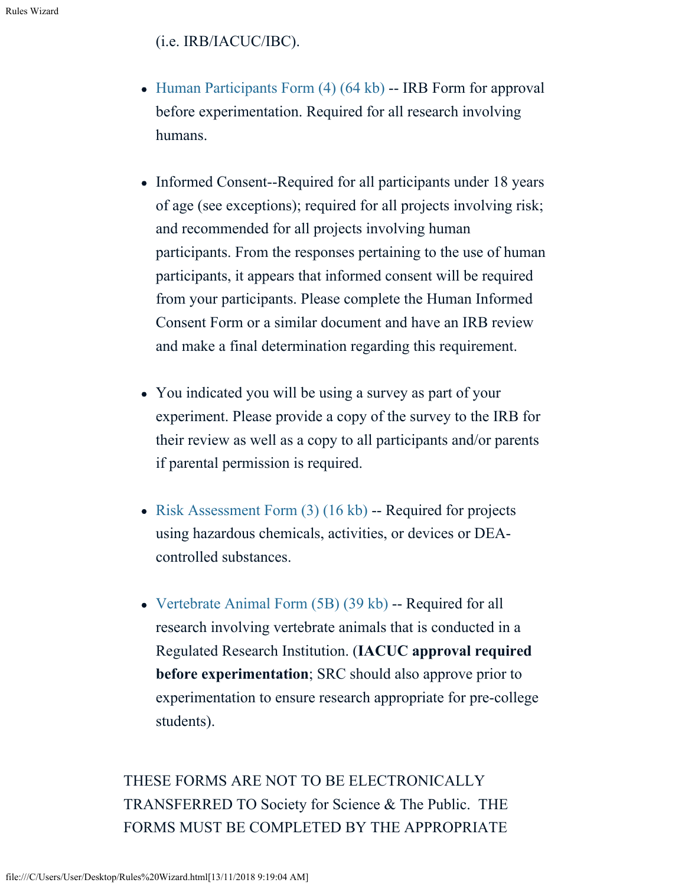(i.e. IRB/IACUC/IBC).

- Human Participants Form (4) (64 kb) -- IRB Form for approval before experimentation. Required for all research involving humans.

- Informed Consent--Required for all participants under 18 years of age (see exceptions); required for all projects involving risk; and recommended for all projects involving human participants. From the responses pertaining to the use of human participants, it appears that informed consent will be required from your participants. Please complete the Human Informed Consent Form or a similar document and have an IRB review and make a final determination regarding this requirement.

- You indicated you will be using a survey as part of your experiment. Please provide a copy of the survey to the IRB for their review as well as a copy to all participants and/or parents if parental permission is required.

- Risk Assessment Form (3) (16 kb) -- Required for projects using hazardous chemicals, activities, or devices or DEA-controlled substances.

- Vertebrate Animal Form (5B) (39 kb) -- Required for all research involving vertebrate animals that is conducted in a Regulated Research Institution. (**IACUC approval required before experimentation**; SRC should also approve prior to experimentation to ensure research appropriate for pre-college students).

THESE FORMS ARE NOT TO BE ELECTRONICALLY TRANSFERRED TO Society for Science & The Public. THE FORMS MUST BE COMPLETED BY THE APPROPRIATE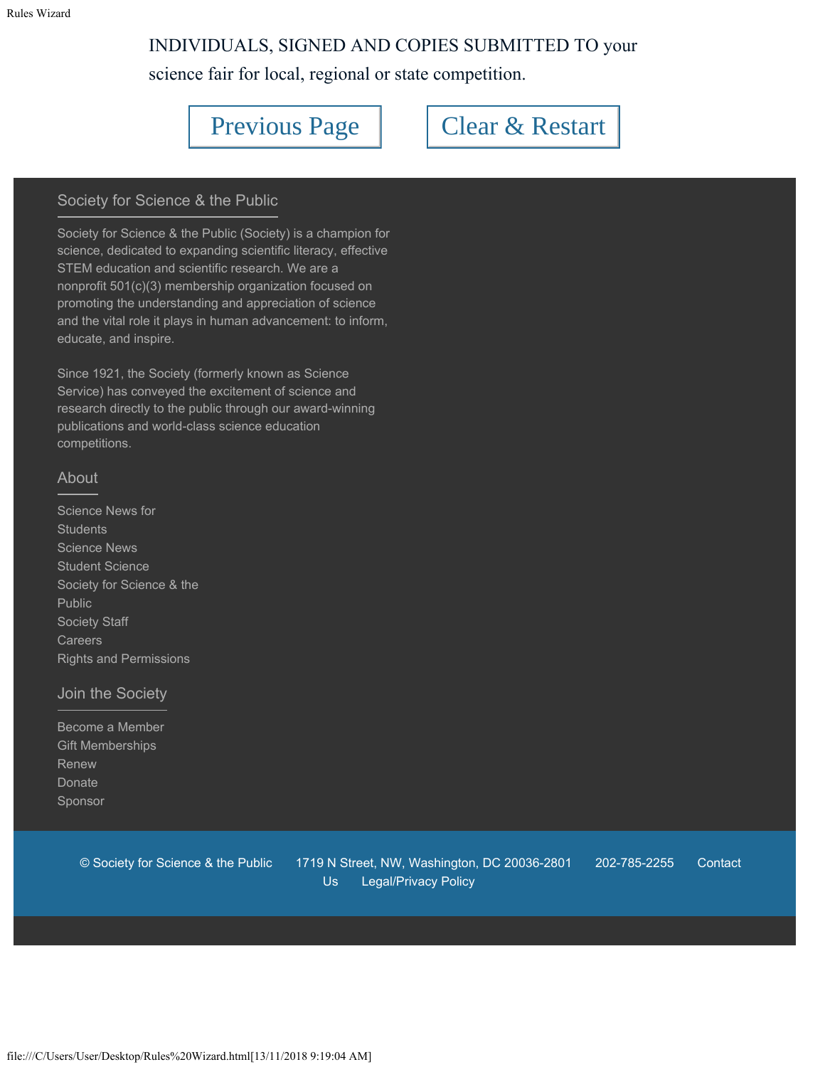INDIVIDUALS, SIGNED AND COPIES SUBMITTED TO your science fair for local, regional or state competition.

Previous Page

Clear & Restart

## Society for Science & the Public

Society for Science & the Public (Society) is a champion for science, dedicated to expanding scientific literacy, effective STEM education and scientific research. We are a nonprofit 501(c)(3) membership organization focused on promoting the understanding and appreciation of science and the vital role it plays in human advancement: to inform, educate, and inspire.

Since 1921, the Society (formerly known as Science Service) has conveyed the excitement of science and research directly to the public through our award-winning publications and world-class science education competitions.

## About

Science News for Students
Science News
Student Science
Society for Science & the Public
Society Staff
Careers
Rights and Permissions

## Join the Society

Become a Member
Gift Memberships
Renew
Donate
Sponsor

© Society for Science & the Public 1719 N Street, NW, Washington, DC 20036-2801 202-785-2255 Contact Us Legal/Privacy Policy